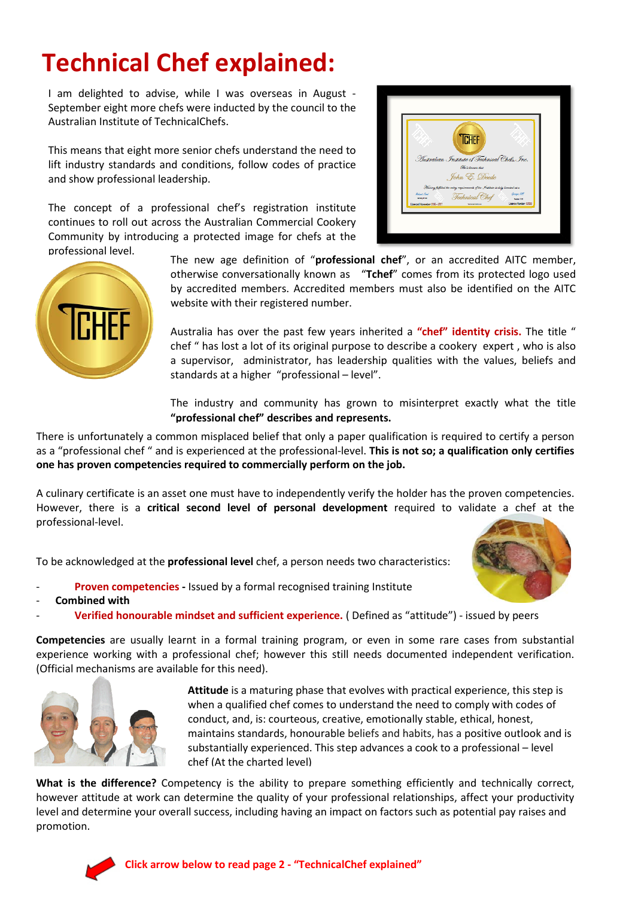# Technical Chef explained:

I am delighted to advise, while I was overseas in August - September eight more chefs were inducted by the council to the Australian Institute of TechnicalChefs.

This means that eight more senior chefs understand the need to lift industry standards and conditions, follow codes of practice and show professional leadership.

The concept of a professional chef's registration institute continues to roll out across the Australian Commercial Cookery Community by introducing a protected image for chefs at the professional level.

The new age definition of "**professional chef**", or an accredited AITC member, otherwise conversationally known as "**Tchef**" comes from its protected logo used by accredited members. Accredited members must also be identified on the AITC website with their registered number.

Australia has over the past few years inherited a **"chef" identity crisis.** The title " chef " has lost a lot of its original purpose to describe a cookery expert , who is also a supervisor, administrator, has leadership qualities with the values, beliefs and standards at a higher "professional – level".

The industry and community has grown to misinterpret exactly what the title **"professional chef" describes and represents.**

There is unfortunately a common misplaced belief that only a paper qualification is required to certify a person as a "professional chef " and is experienced at the professional-level. **This is not so; a qualification only certifies one has proven competencies required to commercially perform on the job.**

A culinary certificate is an asset one must have to independently verify the holder has the proven competencies. However, there is a **critical second level of personal development** required to validate a chef at the professional-level.

To be acknowledged at the **professional level** chef, a person needs two characteristics:

- **Proven competencies -** Issued by a formal recognised training Institute
- **Combined with**
- **Verified honourable mindset and sufficient experience.** ( Defined as "attitude") - issued by peers

**Competencies** are usually learnt in a formal training program, or even in some rare cases from substantial experience working with a professional chef; however this still needs documented independent verification. (Official mechanisms are available for this need).

**Attitude** is a maturing phase that evolves with practical experience, this step is when a qualified chef comes to understand the need to comply with codes of conduct, and, is: courteous, creative, emotionally stable, ethical, honest, maintains standards, honourable beliefs and habits, has a positive outlook and is substantially experienced. This step advances a cook to a professional – level chef (At the charted level)

**What is the difference?** Competency is the ability to prepare something efficiently and technically correct, however attitude at work can determine the quality of your professional relationships, affect your productivity level and determine your overall success, including having an impact on factors such as potential pay raises and promotion.

**Click arrow below to read page 2 - "TechnicalChef explained"**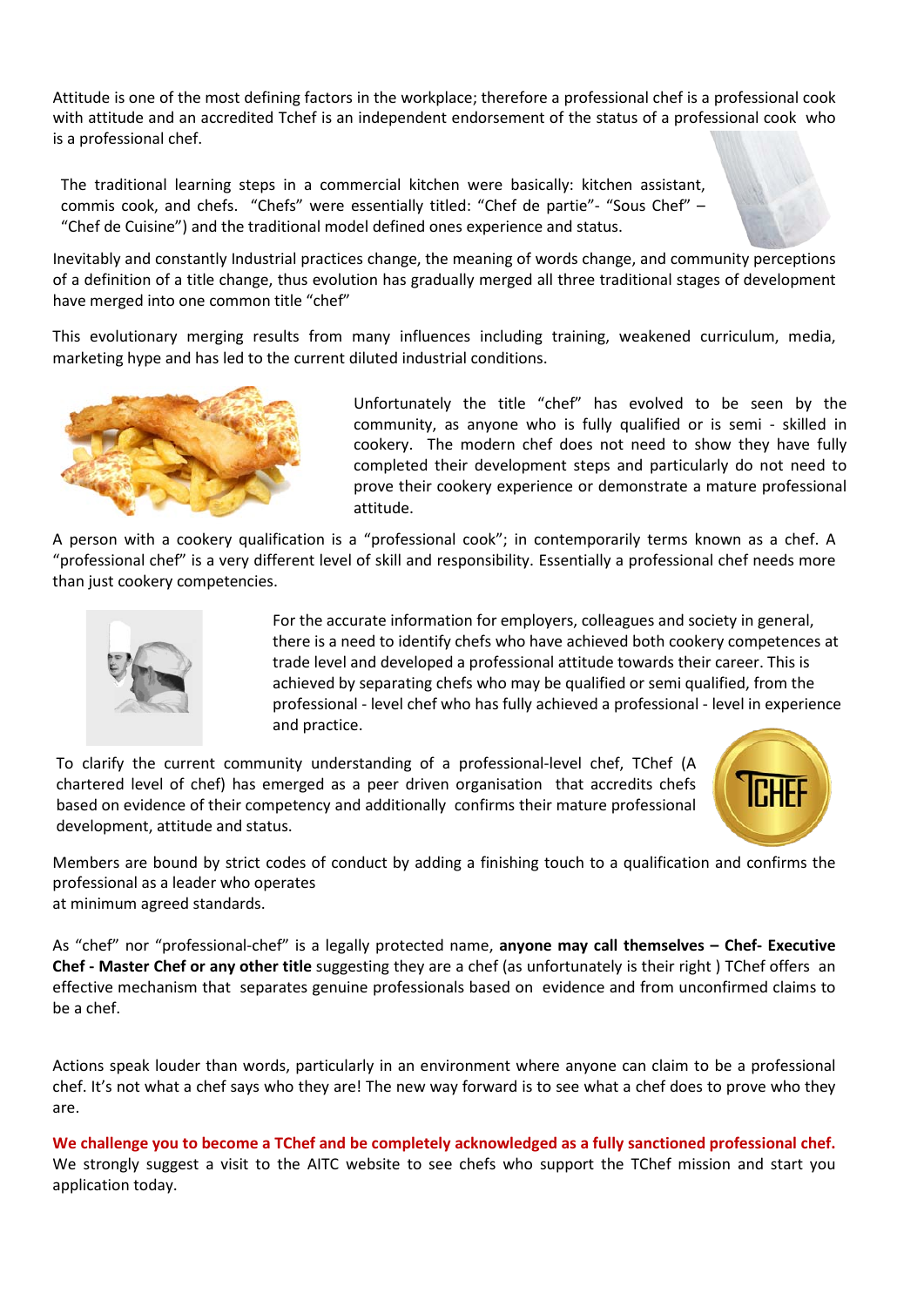Attitude is one of the most defining factors in the workplace; therefore a professional chef is a professional cook with attitude and an accredited Tchef is an independent endorsement of the status of a professional cook who is a professional chef.

The traditional learning steps in a commercial kitchen were basically: kitchen assistant, commis cook, and chefs. "Chefs" were essentially titled: "Chef de partie"- "Sous Chef" – "Chef de Cuisine") and the traditional model defined ones experience and status.

Inevitably and constantly Industrial practices change, the meaning of words change, and community perceptions of a definition of a title change, thus evolution has gradually merged all three traditional stages of development have merged into one common title "chef"

This evolutionary merging results from many influences including training, weakened curriculum, media, marketing hype and has led to the current diluted industrial conditions.

Unfortunately the title "chef" has evolved to be seen by the community, as anyone who is fully qualified or is semi - skilled in cookery. The modern chef does not need to show they have fully completed their development steps and particularly do not need to prove their cookery experience or demonstrate a mature professional attitude.

A person with a cookery qualification is a "professional cook"; in contemporarily terms known as a chef. A "professional chef" is a very different level of skill and responsibility. Essentially a professional chef needs more than just cookery competencies.

For the accurate information for employers, colleagues and society in general, there is a need to identify chefs who have achieved both cookery competences at trade level and developed a professional attitude towards their career. This is achieved by separating chefs who may be qualified or semi qualified, from the professional - level chef who has fully achieved a professional - level in experience and practice.

To clarify the current community understanding of a professional-level chef, TChef (A chartered level of chef) has emerged as a peer driven organisation that accredits chefs based on evidence of their competency and additionally confirms their mature professional development, attitude and status.

Members are bound by strict codes of conduct by adding a finishing touch to a qualification and confirms the professional as a leader who operates
at minimum agreed standards.

As "chef" nor "professional-chef" is a legally protected name, **anyone may call themselves – Chef- Executive Chef - Master Chef or any other title** suggesting they are a chef (as unfortunately is their right ) TChef offers an effective mechanism that separates genuine professionals based on evidence and from unconfirmed claims to be a chef.

Actions speak louder than words, particularly in an environment where anyone can claim to be a professional chef. It's not what a chef says who they are! The new way forward is to see what a chef does to prove who they are.

**We challenge you to become a TChef and be completely acknowledged as a fully sanctioned professional chef.** We strongly suggest a visit to the AITC website to see chefs who support the TChef mission and start you application today.